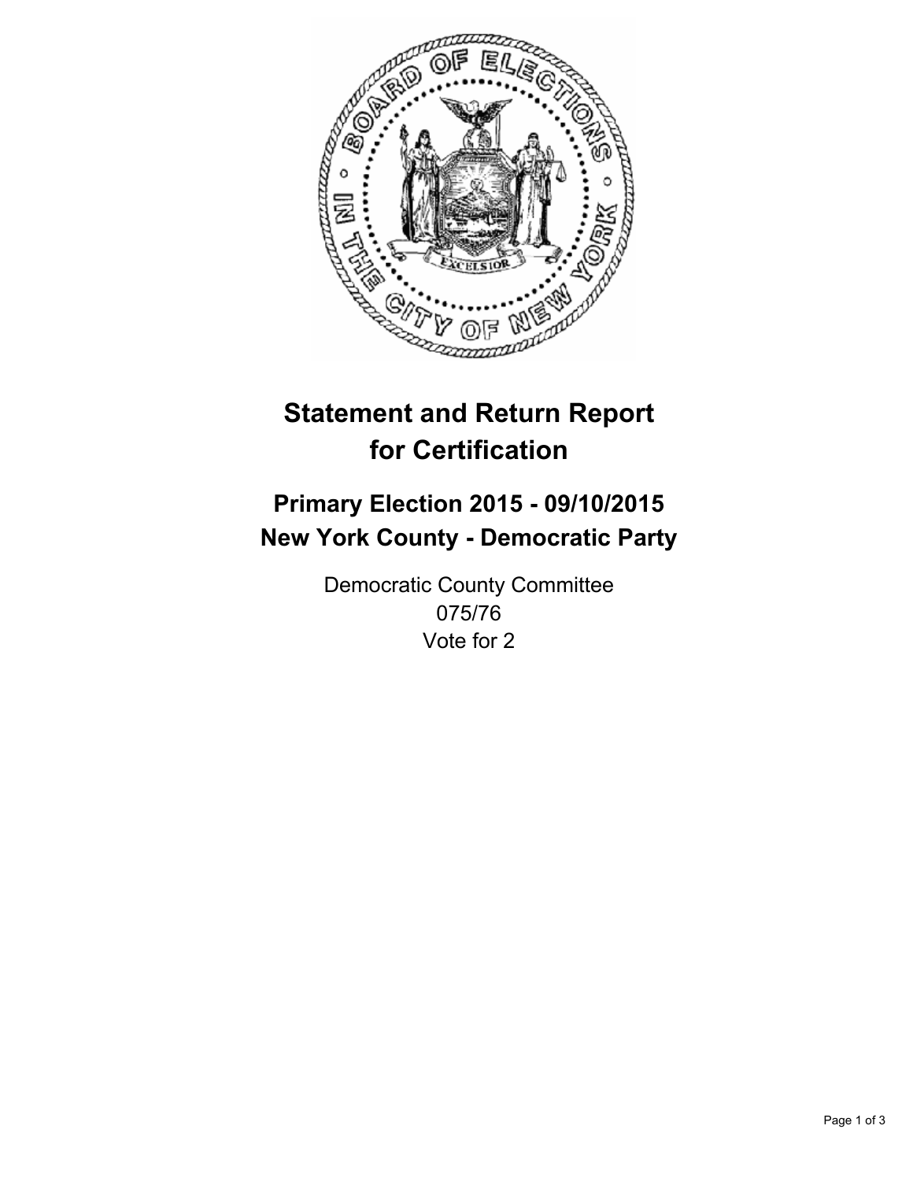# Statement and Return Report for Certification

## Primary Election 2015 - 09/10/2015
## New York County - Democratic Party

Democratic County Committee
075/76
Vote for 2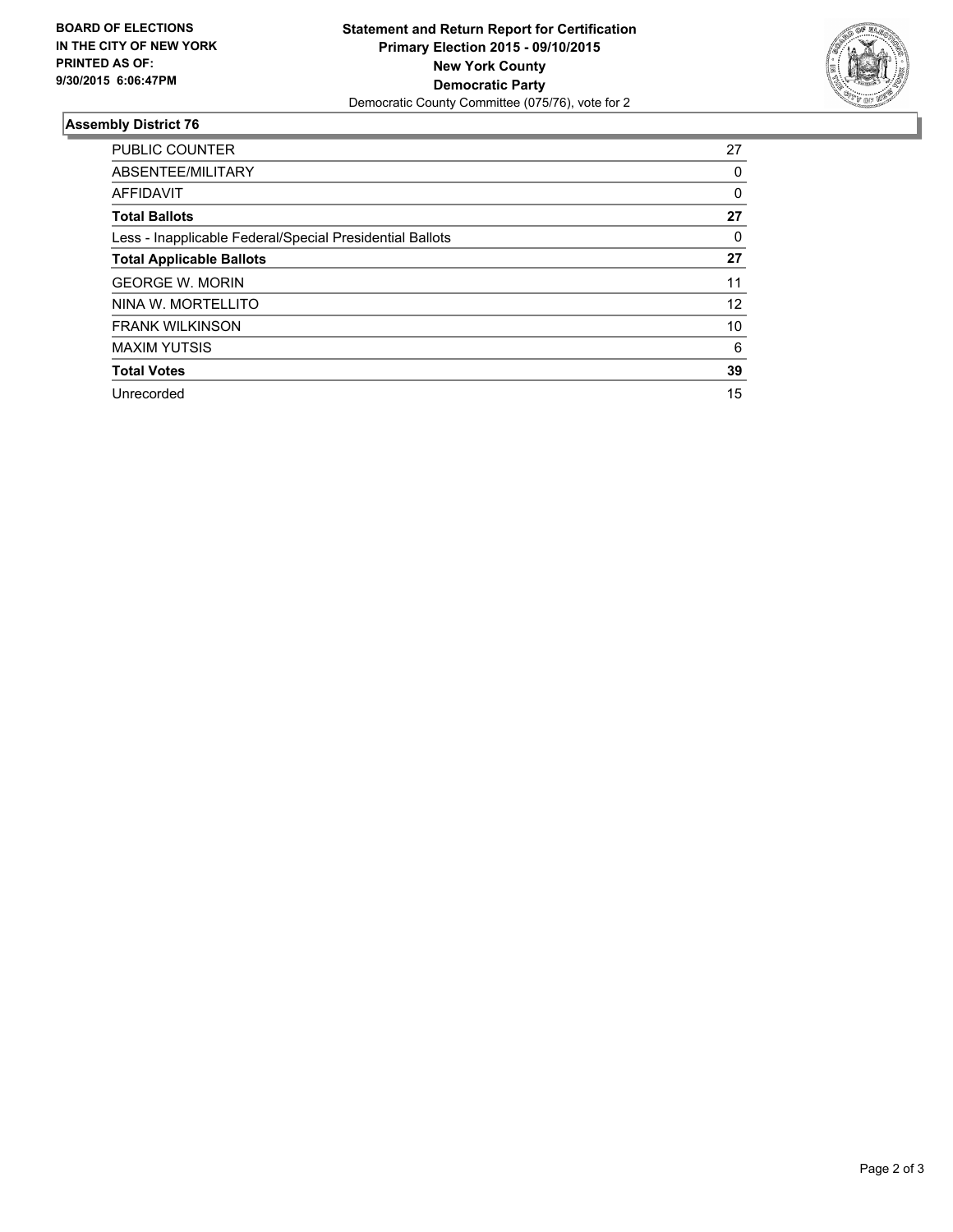**BOARD OF ELECTIONS**
**IN THE CITY OF NEW YORK**
**PRINTED AS OF:**
**9/30/2015 6:06:47PM**

**Statement and Return Report for Certification**
**Primary Election 2015 - 09/10/2015**
**New York County**
**Democratic Party**
Democratic County Committee (075/76), vote for 2

## Assembly District 76

| | |
|---|---|
| PUBLIC COUNTER | 27 |
| ABSENTEE/MILITARY | 0 |
| AFFIDAVIT | 0 |
| **Total Ballots** | **27** |
| Less - Inapplicable Federal/Special Presidential Ballots | 0 |
| **Total Applicable Ballots** | **27** |
| GEORGE W. MORIN | 11 |
| NINA W. MORTELLITO | 12 |
| FRANK WILKINSON | 10 |
| MAXIM YUTSIS | 6 |
| **Total Votes** | **39** |
| Unrecorded | 15 |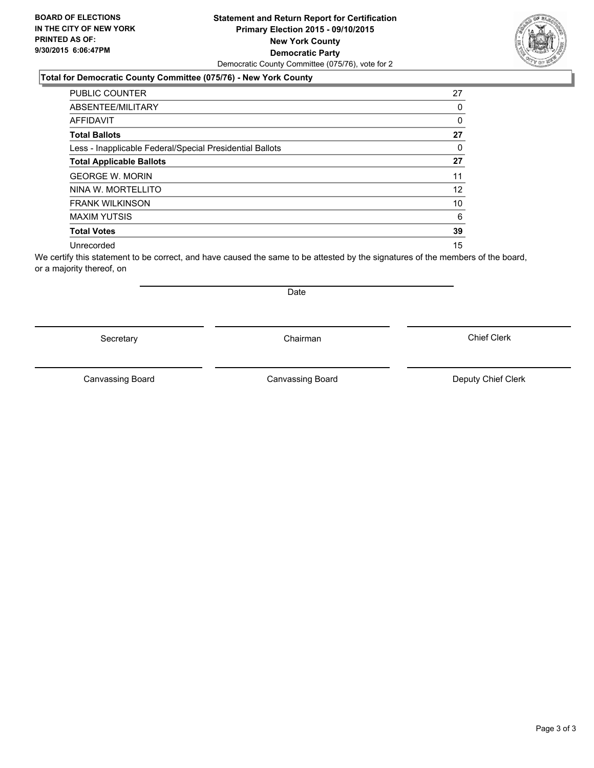**BOARD OF ELECTIONS IN THE CITY OF NEW YORK PRINTED AS OF: 9/30/2015 6:06:47PM**

**Statement and Return Report for Certification**
**Primary Election 2015 - 09/10/2015**
**New York County**
**Democratic Party**
Democratic County Committee (075/76), vote for 2

### Total for Democratic County Committee (075/76) - New York County

| | |
|---|---|
| PUBLIC COUNTER | 27 |
| ABSENTEE/MILITARY | 0 |
| AFFIDAVIT | 0 |
| **Total Ballots** | **27** |
| Less - Inapplicable Federal/Special Presidential Ballots | 0 |
| **Total Applicable Ballots** | **27** |
| GEORGE W. MORIN | 11 |
| NINA W. MORTELLITO | 12 |
| FRANK WILKINSON | 10 |
| MAXIM YUTSIS | 6 |
| **Total Votes** | **39** |
| Unrecorded | 15 |

We certify this statement to be correct, and have caused the same to be attested by the signatures of the members of the board, or a majority thereof, on

Date

Secretary | Chairman | Chief Clerk

Canvassing Board | Canvassing Board | Deputy Chief Clerk